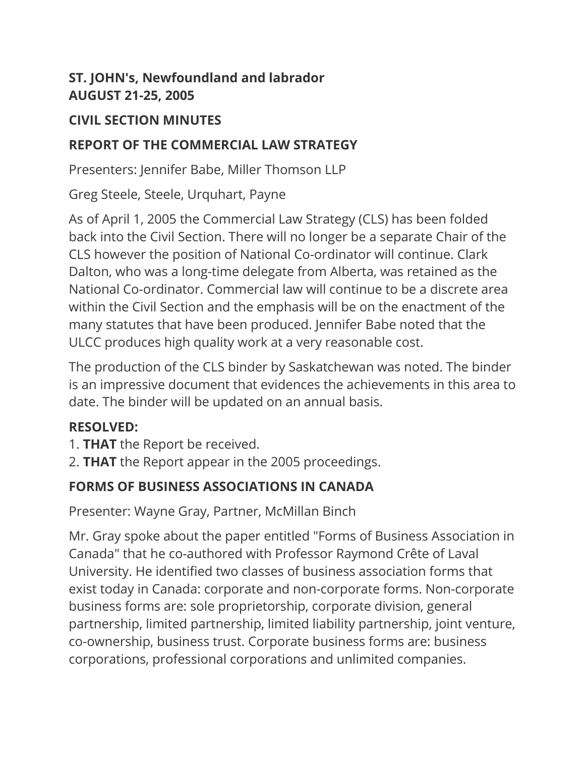**ST. JOHN's, Newfoundland and labrador**
**AUGUST 21-25, 2005**

## CIVIL SECTION MINUTES

### REPORT OF THE COMMERCIAL LAW STRATEGY

Presenters: Jennifer Babe, Miller Thomson LLP

Greg Steele, Steele, Urquhart, Payne

As of April 1, 2005 the Commercial Law Strategy (CLS) has been folded back into the Civil Section. There will no longer be a separate Chair of the CLS however the position of National Co-ordinator will continue. Clark Dalton, who was a long-time delegate from Alberta, was retained as the National Co-ordinator. Commercial law will continue to be a discrete area within the Civil Section and the emphasis will be on the enactment of the many statutes that have been produced. Jennifer Babe noted that the ULCC produces high quality work at a very reasonable cost.

The production of the CLS binder by Saskatchewan was noted. The binder is an impressive document that evidences the achievements in this area to date. The binder will be updated on an annual basis.

**RESOLVED:**
1. **THAT** the Report be received.
2. **THAT** the Report appear in the 2005 proceedings.

### FORMS OF BUSINESS ASSOCIATIONS IN CANADA

Presenter: Wayne Gray, Partner, McMillan Binch

Mr. Gray spoke about the paper entitled "Forms of Business Association in Canada" that he co-authored with Professor Raymond Crête of Laval University. He identified two classes of business association forms that exist today in Canada: corporate and non-corporate forms. Non-corporate business forms are: sole proprietorship, corporate division, general partnership, limited partnership, limited liability partnership, joint venture, co-ownership, business trust. Corporate business forms are: business corporations, professional corporations and unlimited companies.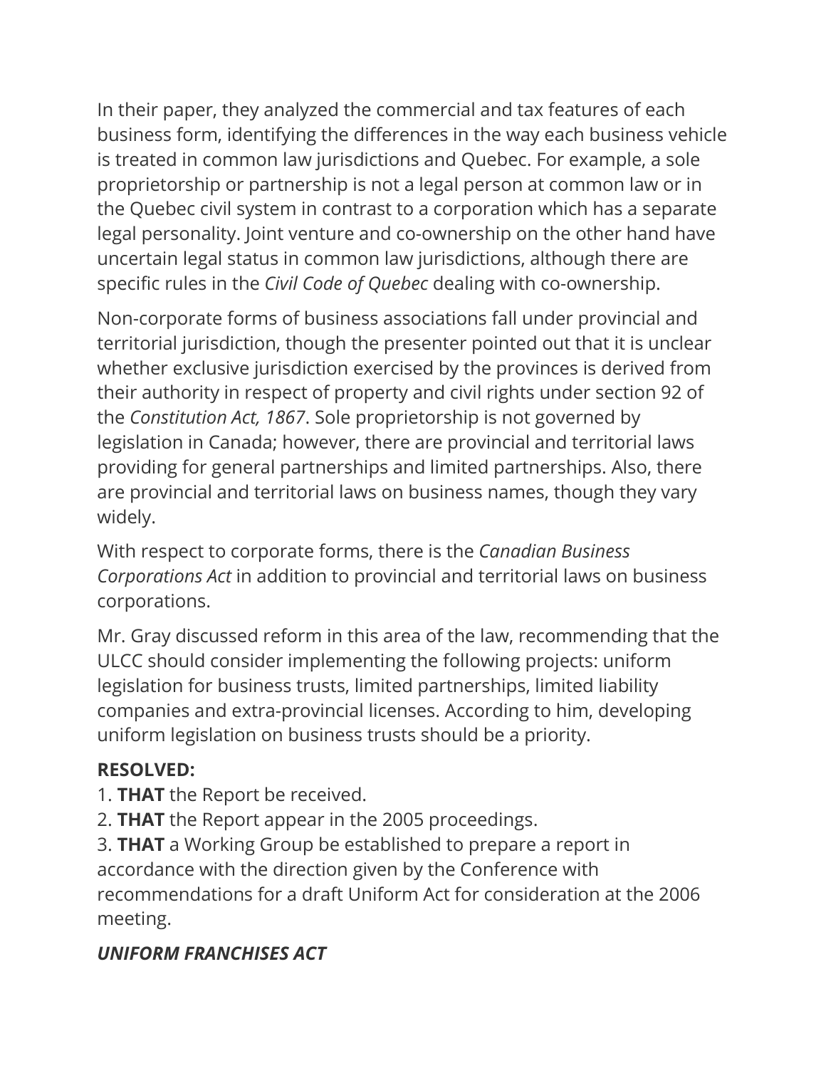In their paper, they analyzed the commercial and tax features of each business form, identifying the differences in the way each business vehicle is treated in common law jurisdictions and Quebec. For example, a sole proprietorship or partnership is not a legal person at common law or in the Quebec civil system in contrast to a corporation which has a separate legal personality. Joint venture and co-ownership on the other hand have uncertain legal status in common law jurisdictions, although there are specific rules in the *Civil Code of Quebec* dealing with co-ownership.

Non-corporate forms of business associations fall under provincial and territorial jurisdiction, though the presenter pointed out that it is unclear whether exclusive jurisdiction exercised by the provinces is derived from their authority in respect of property and civil rights under section 92 of the *Constitution Act, 1867*. Sole proprietorship is not governed by legislation in Canada; however, there are provincial and territorial laws providing for general partnerships and limited partnerships. Also, there are provincial and territorial laws on business names, though they vary widely.

With respect to corporate forms, there is the *Canadian Business Corporations Act* in addition to provincial and territorial laws on business corporations.

Mr. Gray discussed reform in this area of the law, recommending that the ULCC should consider implementing the following projects: uniform legislation for business trusts, limited partnerships, limited liability companies and extra-provincial licenses. According to him, developing uniform legislation on business trusts should be a priority.

**RESOLVED:**
1. **THAT** the Report be received.
2. **THAT** the Report appear in the 2005 proceedings.
3. **THAT** a Working Group be established to prepare a report in accordance with the direction given by the Conference with recommendations for a draft Uniform Act for consideration at the 2006 meeting.

### ***UNIFORM FRANCHISES ACT***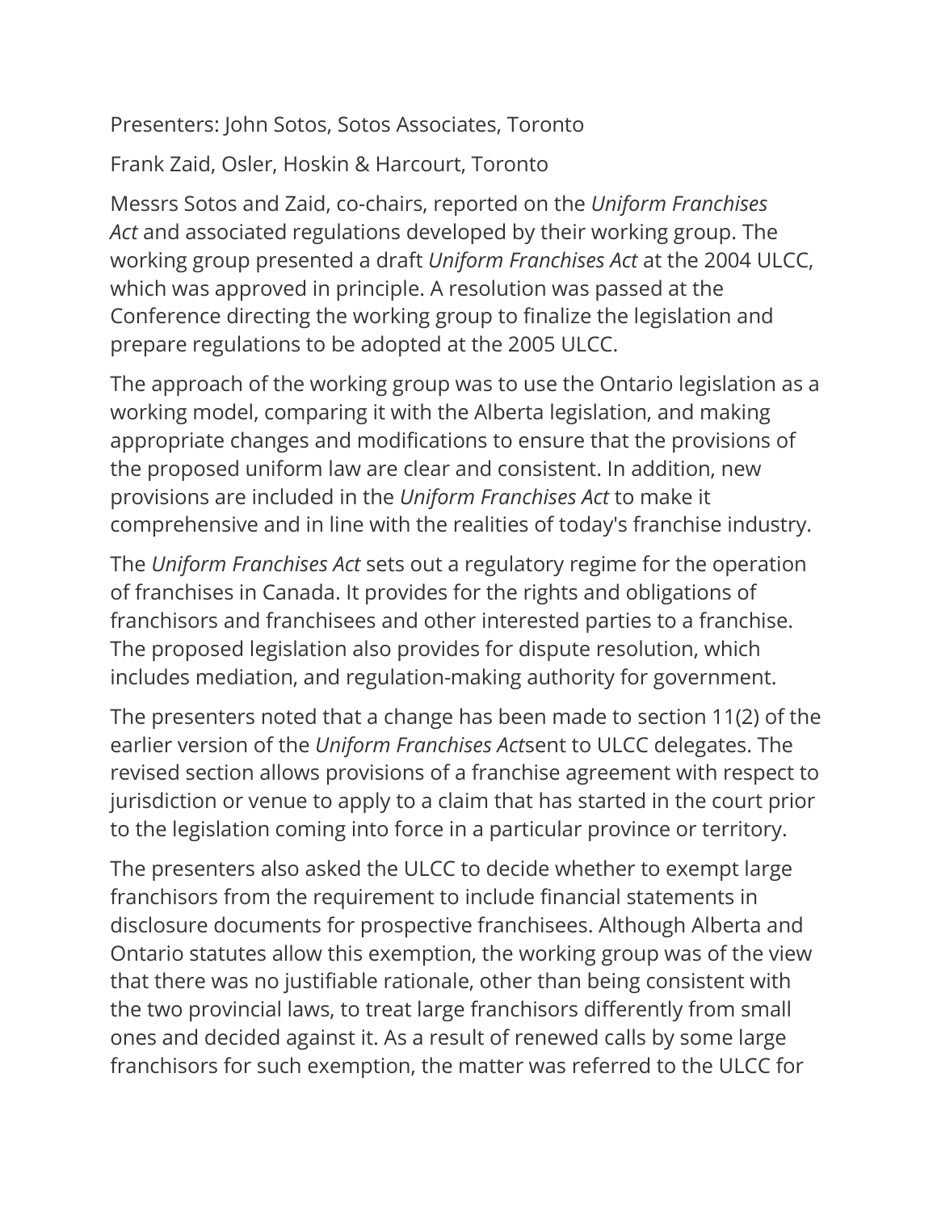Presenters: John Sotos, Sotos Associates, Toronto

Frank Zaid, Osler, Hoskin & Harcourt, Toronto

Messrs Sotos and Zaid, co-chairs, reported on the *Uniform Franchises Act* and associated regulations developed by their working group. The working group presented a draft *Uniform Franchises Act* at the 2004 ULCC, which was approved in principle. A resolution was passed at the Conference directing the working group to finalize the legislation and prepare regulations to be adopted at the 2005 ULCC.

The approach of the working group was to use the Ontario legislation as a working model, comparing it with the Alberta legislation, and making appropriate changes and modifications to ensure that the provisions of the proposed uniform law are clear and consistent. In addition, new provisions are included in the *Uniform Franchises Act* to make it comprehensive and in line with the realities of today's franchise industry.

The *Uniform Franchises Act* sets out a regulatory regime for the operation of franchises in Canada. It provides for the rights and obligations of franchisors and franchisees and other interested parties to a franchise. The proposed legislation also provides for dispute resolution, which includes mediation, and regulation-making authority for government.

The presenters noted that a change has been made to section 11(2) of the earlier version of the *Uniform Franchises Act*sent to ULCC delegates. The revised section allows provisions of a franchise agreement with respect to jurisdiction or venue to apply to a claim that has started in the court prior to the legislation coming into force in a particular province or territory.

The presenters also asked the ULCC to decide whether to exempt large franchisors from the requirement to include financial statements in disclosure documents for prospective franchisees. Although Alberta and Ontario statutes allow this exemption, the working group was of the view that there was no justifiable rationale, other than being consistent with the two provincial laws, to treat large franchisors differently from small ones and decided against it. As a result of renewed calls by some large franchisors for such exemption, the matter was referred to the ULCC for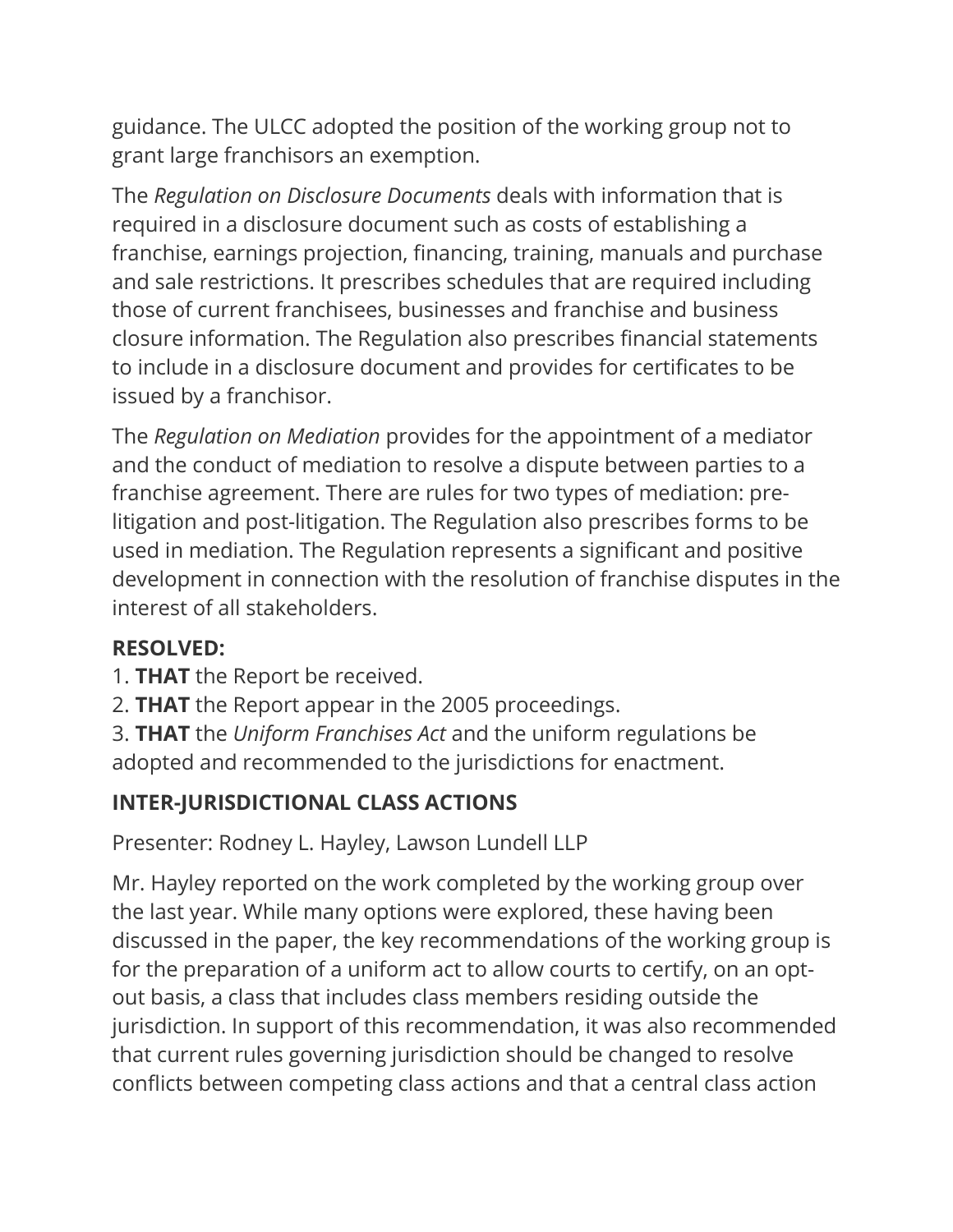guidance. The ULCC adopted the position of the working group not to grant large franchisors an exemption.

The *Regulation on Disclosure Documents* deals with information that is required in a disclosure document such as costs of establishing a franchise, earnings projection, financing, training, manuals and purchase and sale restrictions. It prescribes schedules that are required including those of current franchisees, businesses and franchise and business closure information. The Regulation also prescribes financial statements to include in a disclosure document and provides for certificates to be issued by a franchisor.

The *Regulation on Mediation* provides for the appointment of a mediator and the conduct of mediation to resolve a dispute between parties to a franchise agreement. There are rules for two types of mediation: pre-litigation and post-litigation. The Regulation also prescribes forms to be used in mediation. The Regulation represents a significant and positive development in connection with the resolution of franchise disputes in the interest of all stakeholders.

**RESOLVED:**

1. **THAT** the Report be received.
2. **THAT** the Report appear in the 2005 proceedings.
3. **THAT** the *Uniform Franchises Act* and the uniform regulations be adopted and recommended to the jurisdictions for enactment.

### INTER-JURISDICTIONAL CLASS ACTIONS

Presenter: Rodney L. Hayley, Lawson Lundell LLP

Mr. Hayley reported on the work completed by the working group over the last year. While many options were explored, these having been discussed in the paper, the key recommendations of the working group is for the preparation of a uniform act to allow courts to certify, on an opt-out basis, a class that includes class members residing outside the jurisdiction. In support of this recommendation, it was also recommended that current rules governing jurisdiction should be changed to resolve conflicts between competing class actions and that a central class action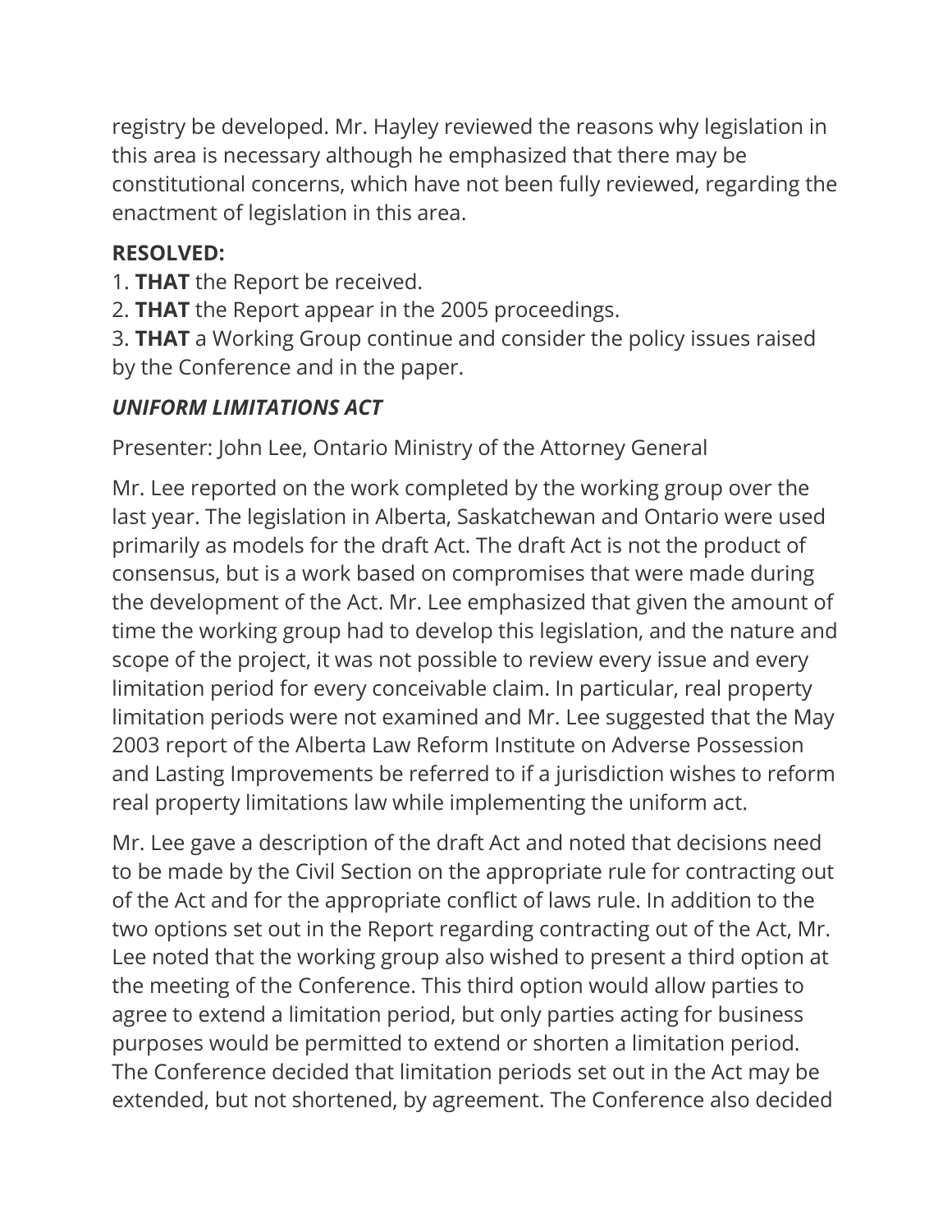registry be developed. Mr. Hayley reviewed the reasons why legislation in this area is necessary although he emphasized that there may be constitutional concerns, which have not been fully reviewed, regarding the enactment of legislation in this area.

**RESOLVED:**

1. **THAT** the Report be received.
2. **THAT** the Report appear in the 2005 proceedings.
3. **THAT** a Working Group continue and consider the policy issues raised by the Conference and in the paper.

### ***UNIFORM LIMITATIONS ACT***

Presenter: John Lee, Ontario Ministry of the Attorney General

Mr. Lee reported on the work completed by the working group over the last year. The legislation in Alberta, Saskatchewan and Ontario were used primarily as models for the draft Act. The draft Act is not the product of consensus, but is a work based on compromises that were made during the development of the Act. Mr. Lee emphasized that given the amount of time the working group had to develop this legislation, and the nature and scope of the project, it was not possible to review every issue and every limitation period for every conceivable claim. In particular, real property limitation periods were not examined and Mr. Lee suggested that the May 2003 report of the Alberta Law Reform Institute on Adverse Possession and Lasting Improvements be referred to if a jurisdiction wishes to reform real property limitations law while implementing the uniform act.

Mr. Lee gave a description of the draft Act and noted that decisions need to be made by the Civil Section on the appropriate rule for contracting out of the Act and for the appropriate conflict of laws rule. In addition to the two options set out in the Report regarding contracting out of the Act, Mr. Lee noted that the working group also wished to present a third option at the meeting of the Conference. This third option would allow parties to agree to extend a limitation period, but only parties acting for business purposes would be permitted to extend or shorten a limitation period. The Conference decided that limitation periods set out in the Act may be extended, but not shortened, by agreement. The Conference also decided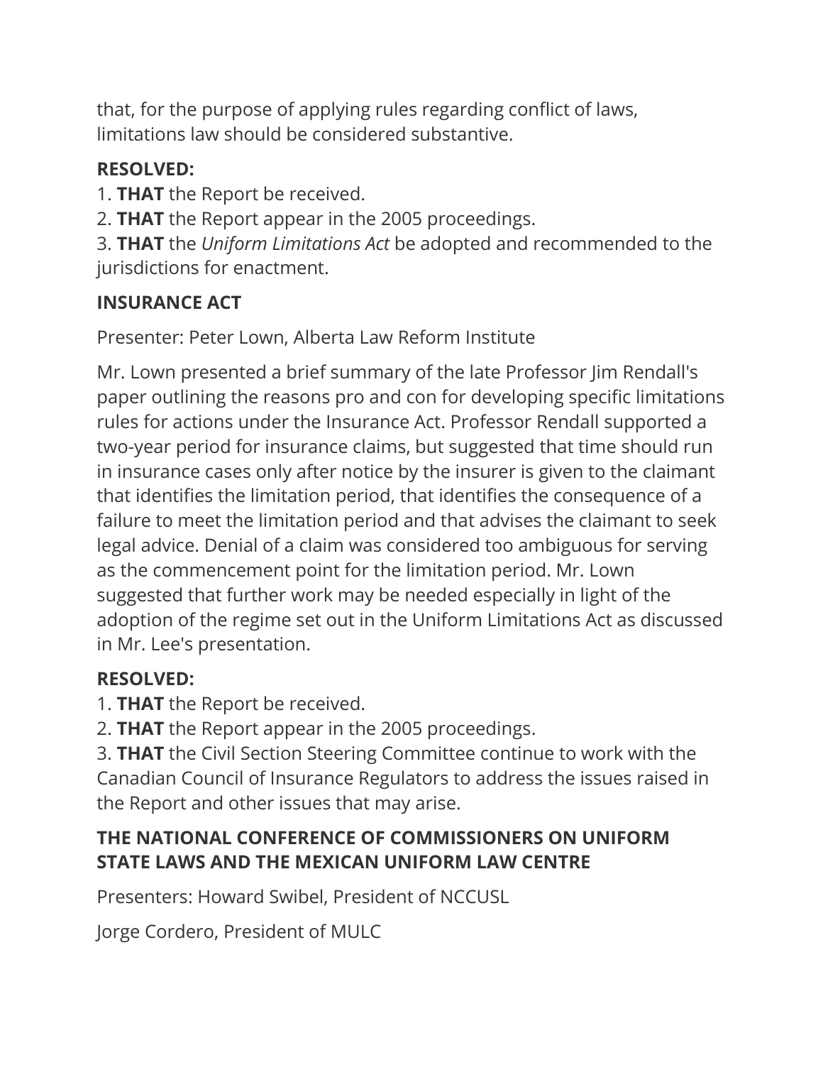that, for the purpose of applying rules regarding conflict of laws, limitations law should be considered substantive.

**RESOLVED:**

1. **THAT** the Report be received.
2. **THAT** the Report appear in the 2005 proceedings.
3. **THAT** the *Uniform Limitations Act* be adopted and recommended to the jurisdictions for enactment.

### INSURANCE ACT

Presenter: Peter Lown, Alberta Law Reform Institute

Mr. Lown presented a brief summary of the late Professor Jim Rendall's paper outlining the reasons pro and con for developing specific limitations rules for actions under the Insurance Act. Professor Rendall supported a two-year period for insurance claims, but suggested that time should run in insurance cases only after notice by the insurer is given to the claimant that identifies the limitation period, that identifies the consequence of a failure to meet the limitation period and that advises the claimant to seek legal advice. Denial of a claim was considered too ambiguous for serving as the commencement point for the limitation period. Mr. Lown suggested that further work may be needed especially in light of the adoption of the regime set out in the Uniform Limitations Act as discussed in Mr. Lee's presentation.

**RESOLVED:**

1. **THAT** the Report be received.
2. **THAT** the Report appear in the 2005 proceedings.
3. **THAT** the Civil Section Steering Committee continue to work with the Canadian Council of Insurance Regulators to address the issues raised in the Report and other issues that may arise.

### THE NATIONAL CONFERENCE OF COMMISSIONERS ON UNIFORM STATE LAWS AND THE MEXICAN UNIFORM LAW CENTRE

Presenters: Howard Swibel, President of NCCUSL

Jorge Cordero, President of MULC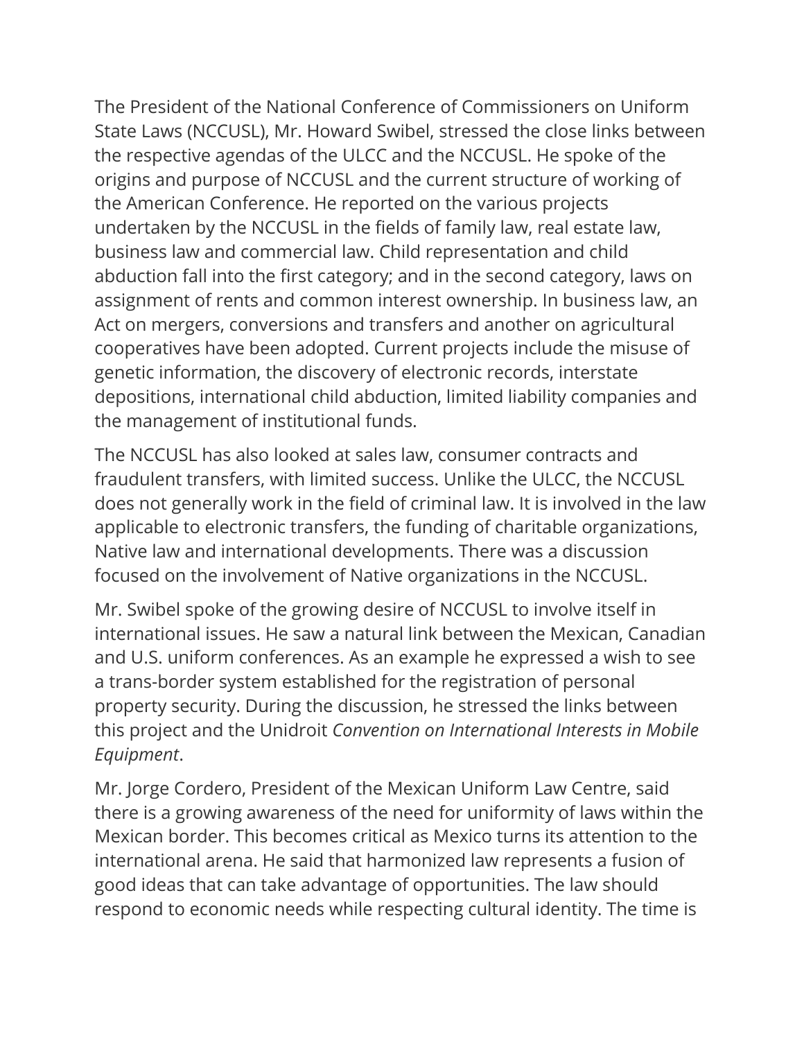The President of the National Conference of Commissioners on Uniform State Laws (NCCUSL), Mr. Howard Swibel, stressed the close links between the respective agendas of the ULCC and the NCCUSL. He spoke of the origins and purpose of NCCUSL and the current structure of working of the American Conference. He reported on the various projects undertaken by the NCCUSL in the fields of family law, real estate law, business law and commercial law. Child representation and child abduction fall into the first category; and in the second category, laws on assignment of rents and common interest ownership. In business law, an Act on mergers, conversions and transfers and another on agricultural cooperatives have been adopted. Current projects include the misuse of genetic information, the discovery of electronic records, interstate depositions, international child abduction, limited liability companies and the management of institutional funds.

The NCCUSL has also looked at sales law, consumer contracts and fraudulent transfers, with limited success. Unlike the ULCC, the NCCUSL does not generally work in the field of criminal law. It is involved in the law applicable to electronic transfers, the funding of charitable organizations, Native law and international developments. There was a discussion focused on the involvement of Native organizations in the NCCUSL.

Mr. Swibel spoke of the growing desire of NCCUSL to involve itself in international issues. He saw a natural link between the Mexican, Canadian and U.S. uniform conferences. As an example he expressed a wish to see a trans-border system established for the registration of personal property security. During the discussion, he stressed the links between this project and the Unidroit *Convention on International Interests in Mobile Equipment*.

Mr. Jorge Cordero, President of the Mexican Uniform Law Centre, said there is a growing awareness of the need for uniformity of laws within the Mexican border. This becomes critical as Mexico turns its attention to the international arena. He said that harmonized law represents a fusion of good ideas that can take advantage of opportunities. The law should respond to economic needs while respecting cultural identity. The time is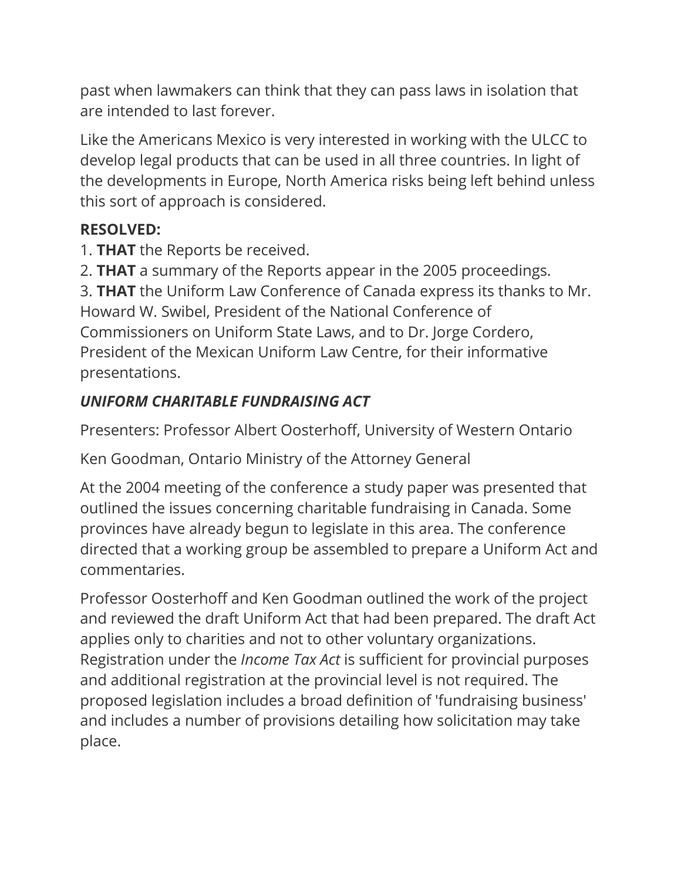past when lawmakers can think that they can pass laws in isolation that are intended to last forever.

Like the Americans Mexico is very interested in working with the ULCC to develop legal products that can be used in all three countries. In light of the developments in Europe, North America risks being left behind unless this sort of approach is considered.

**RESOLVED:**

1. **THAT** the Reports be received.
2. **THAT** a summary of the Reports appear in the 2005 proceedings.
3. **THAT** the Uniform Law Conference of Canada express its thanks to Mr. Howard W. Swibel, President of the National Conference of Commissioners on Uniform State Laws, and to Dr. Jorge Cordero, President of the Mexican Uniform Law Centre, for their informative presentations.

### ***UNIFORM CHARITABLE FUNDRAISING ACT***

Presenters: Professor Albert Oosterhoff, University of Western Ontario

Ken Goodman, Ontario Ministry of the Attorney General

At the 2004 meeting of the conference a study paper was presented that outlined the issues concerning charitable fundraising in Canada. Some provinces have already begun to legislate in this area. The conference directed that a working group be assembled to prepare a Uniform Act and commentaries.

Professor Oosterhoff and Ken Goodman outlined the work of the project and reviewed the draft Uniform Act that had been prepared. The draft Act applies only to charities and not to other voluntary organizations. Registration under the *Income Tax Act* is sufficient for provincial purposes and additional registration at the provincial level is not required. The proposed legislation includes a broad definition of 'fundraising business' and includes a number of provisions detailing how solicitation may take place.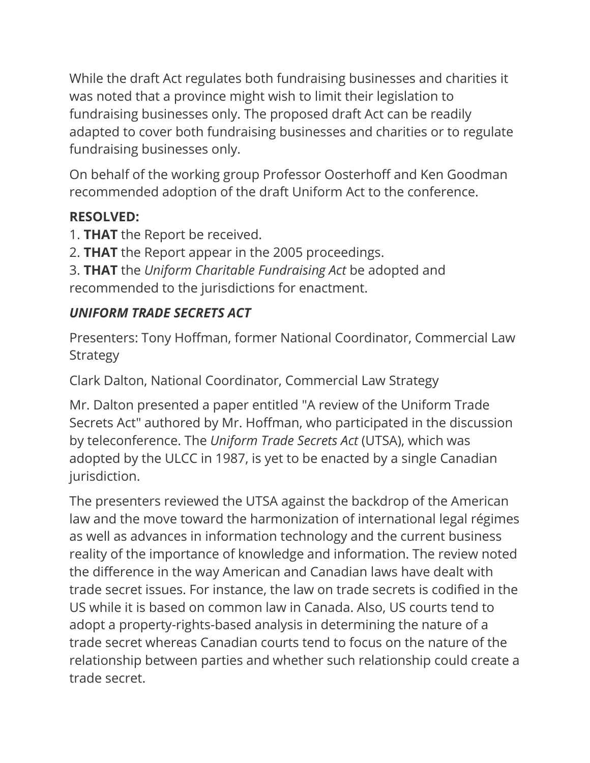While the draft Act regulates both fundraising businesses and charities it was noted that a province might wish to limit their legislation to fundraising businesses only. The proposed draft Act can be readily adapted to cover both fundraising businesses and charities or to regulate fundraising businesses only.

On behalf of the working group Professor Oosterhoff and Ken Goodman recommended adoption of the draft Uniform Act to the conference.

**RESOLVED:**
1. **THAT** the Report be received.
2. **THAT** the Report appear in the 2005 proceedings.
3. **THAT** the *Uniform Charitable Fundraising Act* be adopted and recommended to the jurisdictions for enactment.

### *UNIFORM TRADE SECRETS ACT*

Presenters: Tony Hoffman, former National Coordinator, Commercial Law Strategy

Clark Dalton, National Coordinator, Commercial Law Strategy

Mr. Dalton presented a paper entitled "A review of the Uniform Trade Secrets Act" authored by Mr. Hoffman, who participated in the discussion by teleconference. The *Uniform Trade Secrets Act* (UTSA), which was adopted by the ULCC in 1987, is yet to be enacted by a single Canadian jurisdiction.

The presenters reviewed the UTSA against the backdrop of the American law and the move toward the harmonization of international legal régimes as well as advances in information technology and the current business reality of the importance of knowledge and information. The review noted the difference in the way American and Canadian laws have dealt with trade secret issues. For instance, the law on trade secrets is codified in the US while it is based on common law in Canada. Also, US courts tend to adopt a property-rights-based analysis in determining the nature of a trade secret whereas Canadian courts tend to focus on the nature of the relationship between parties and whether such relationship could create a trade secret.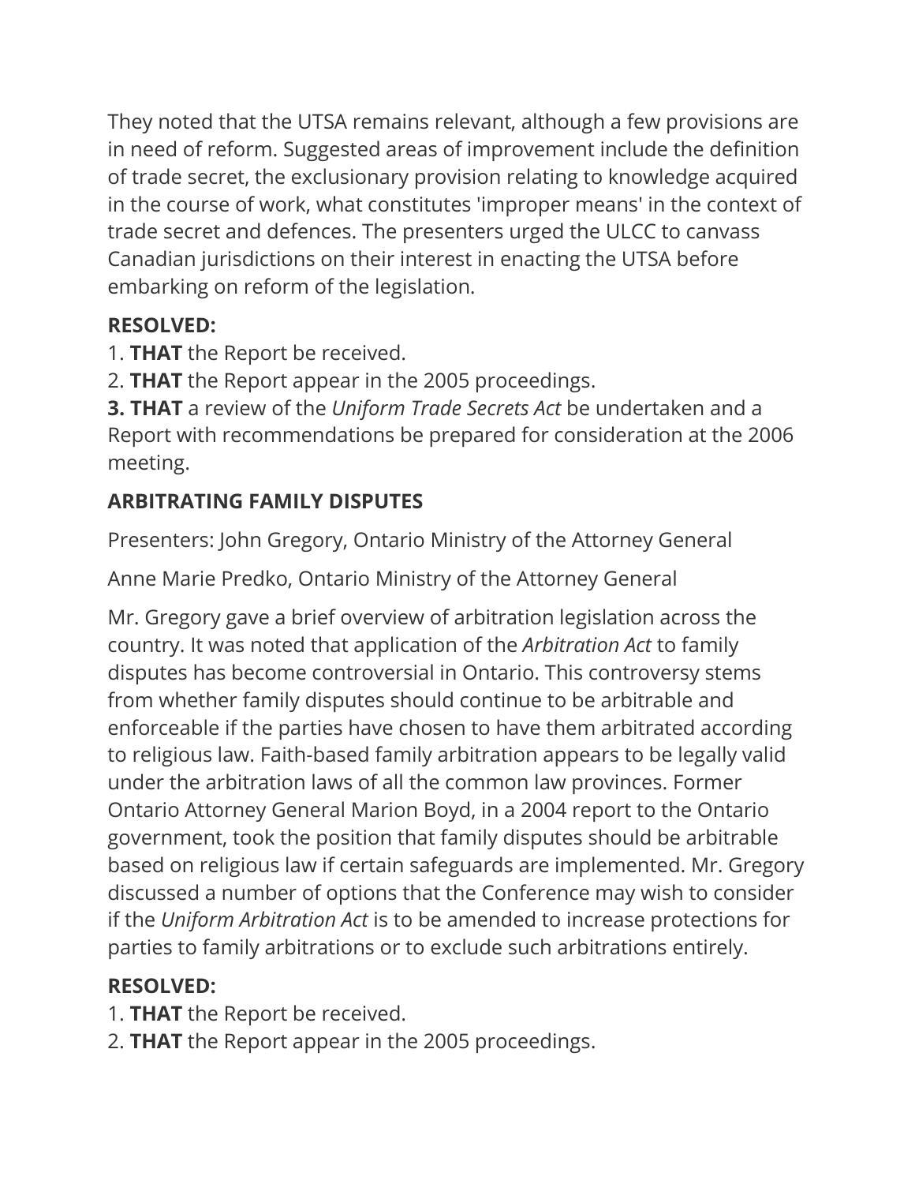They noted that the UTSA remains relevant, although a few provisions are in need of reform. Suggested areas of improvement include the definition of trade secret, the exclusionary provision relating to knowledge acquired in the course of work, what constitutes 'improper means' in the context of trade secret and defences. The presenters urged the ULCC to canvass Canadian jurisdictions on their interest in enacting the UTSA before embarking on reform of the legislation.

**RESOLVED:**

1. **THAT** the Report be received.
2. **THAT** the Report appear in the 2005 proceedings.
3. **THAT** a review of the *Uniform Trade Secrets Act* be undertaken and a Report with recommendations be prepared for consideration at the 2006 meeting.

### ARBITRATING FAMILY DISPUTES

Presenters: John Gregory, Ontario Ministry of the Attorney General

Anne Marie Predko, Ontario Ministry of the Attorney General

Mr. Gregory gave a brief overview of arbitration legislation across the country. It was noted that application of the *Arbitration Act* to family disputes has become controversial in Ontario. This controversy stems from whether family disputes should continue to be arbitrable and enforceable if the parties have chosen to have them arbitrated according to religious law. Faith-based family arbitration appears to be legally valid under the arbitration laws of all the common law provinces. Former Ontario Attorney General Marion Boyd, in a 2004 report to the Ontario government, took the position that family disputes should be arbitrable based on religious law if certain safeguards are implemented. Mr. Gregory discussed a number of options that the Conference may wish to consider if the *Uniform Arbitration Act* is to be amended to increase protections for parties to family arbitrations or to exclude such arbitrations entirely.

**RESOLVED:**

1. **THAT** the Report be received.
2. **THAT** the Report appear in the 2005 proceedings.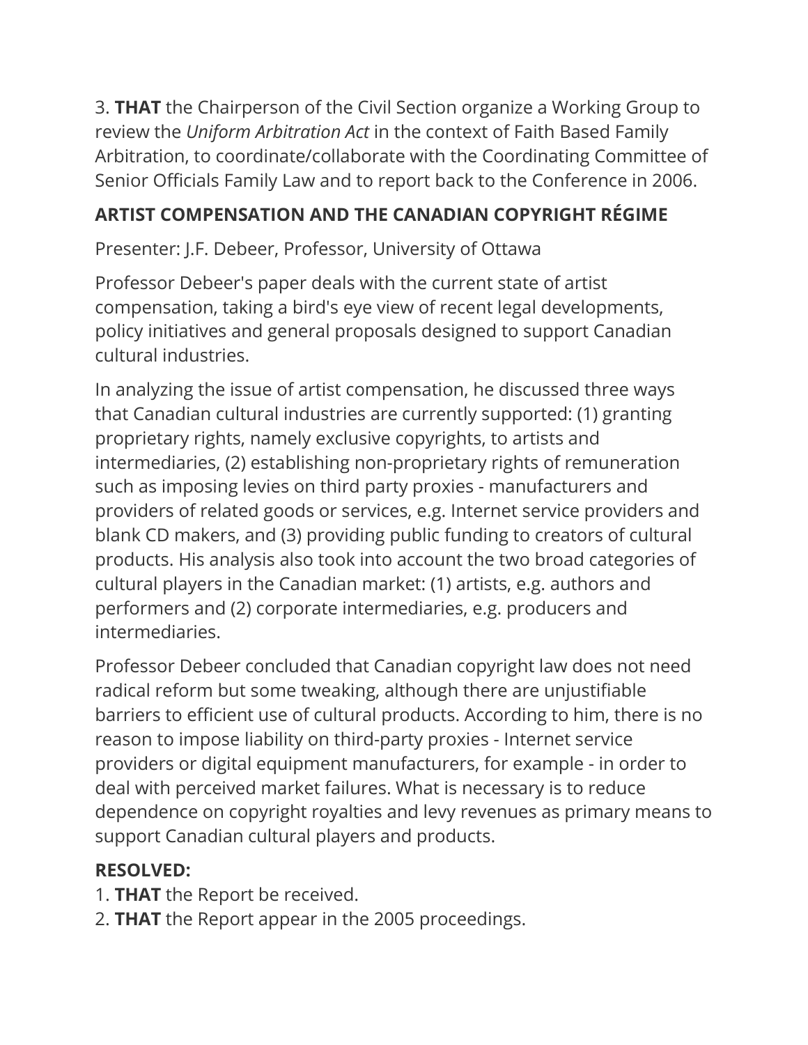3. **THAT** the Chairperson of the Civil Section organize a Working Group to review the *Uniform Arbitration Act* in the context of Faith Based Family Arbitration, to coordinate/collaborate with the Coordinating Committee of Senior Officials Family Law and to report back to the Conference in 2006.

## ARTIST COMPENSATION AND THE CANADIAN COPYRIGHT RÉGIME

Presenter: J.F. Debeer, Professor, University of Ottawa

Professor Debeer's paper deals with the current state of artist compensation, taking a bird's eye view of recent legal developments, policy initiatives and general proposals designed to support Canadian cultural industries.

In analyzing the issue of artist compensation, he discussed three ways that Canadian cultural industries are currently supported: (1) granting proprietary rights, namely exclusive copyrights, to artists and intermediaries, (2) establishing non-proprietary rights of remuneration such as imposing levies on third party proxies - manufacturers and providers of related goods or services, e.g. Internet service providers and blank CD makers, and (3) providing public funding to creators of cultural products. His analysis also took into account the two broad categories of cultural players in the Canadian market: (1) artists, e.g. authors and performers and (2) corporate intermediaries, e.g. producers and intermediaries.

Professor Debeer concluded that Canadian copyright law does not need radical reform but some tweaking, although there are unjustifiable barriers to efficient use of cultural products. According to him, there is no reason to impose liability on third-party proxies - Internet service providers or digital equipment manufacturers, for example - in order to deal with perceived market failures. What is necessary is to reduce dependence on copyright royalties and levy revenues as primary means to support Canadian cultural players and products.

**RESOLVED:**
1. **THAT** the Report be received.
2. **THAT** the Report appear in the 2005 proceedings.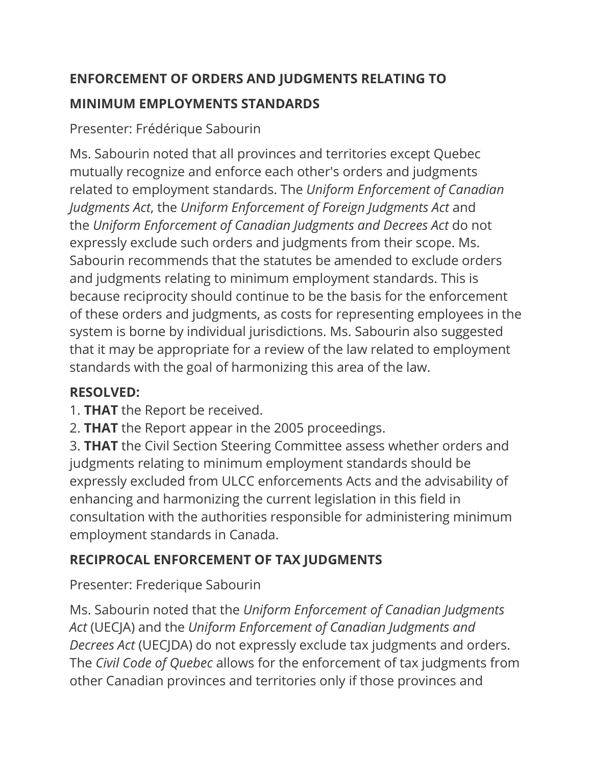**ENFORCEMENT OF ORDERS AND JUDGMENTS RELATING TO**

**MINIMUM EMPLOYMENTS STANDARDS**

Presenter: Frédérique Sabourin

Ms. Sabourin noted that all provinces and territories except Quebec mutually recognize and enforce each other's orders and judgments related to employment standards. The *Uniform Enforcement of Canadian Judgments Act*, the *Uniform Enforcement of Foreign Judgments Act* and the *Uniform Enforcement of Canadian Judgments and Decrees Act* do not expressly exclude such orders and judgments from their scope. Ms. Sabourin recommends that the statutes be amended to exclude orders and judgments relating to minimum employment standards. This is because reciprocity should continue to be the basis for the enforcement of these orders and judgments, as costs for representing employees in the system is borne by individual jurisdictions. Ms. Sabourin also suggested that it may be appropriate for a review of the law related to employment standards with the goal of harmonizing this area of the law.

**RESOLVED:**

1. **THAT** the Report be received.
2. **THAT** the Report appear in the 2005 proceedings.
3. **THAT** the Civil Section Steering Committee assess whether orders and judgments relating to minimum employment standards should be expressly excluded from ULCC enforcements Acts and the advisability of enhancing and harmonizing the current legislation in this field in consultation with the authorities responsible for administering minimum employment standards in Canada.

**RECIPROCAL ENFORCEMENT OF TAX JUDGMENTS**

Presenter: Frederique Sabourin

Ms. Sabourin noted that the *Uniform Enforcement of Canadian Judgments Act* (UECJA) and the *Uniform Enforcement of Canadian Judgments and Decrees Act* (UECJDA) do not expressly exclude tax judgments and orders. The *Civil Code of Quebec* allows for the enforcement of tax judgments from other Canadian provinces and territories only if those provinces and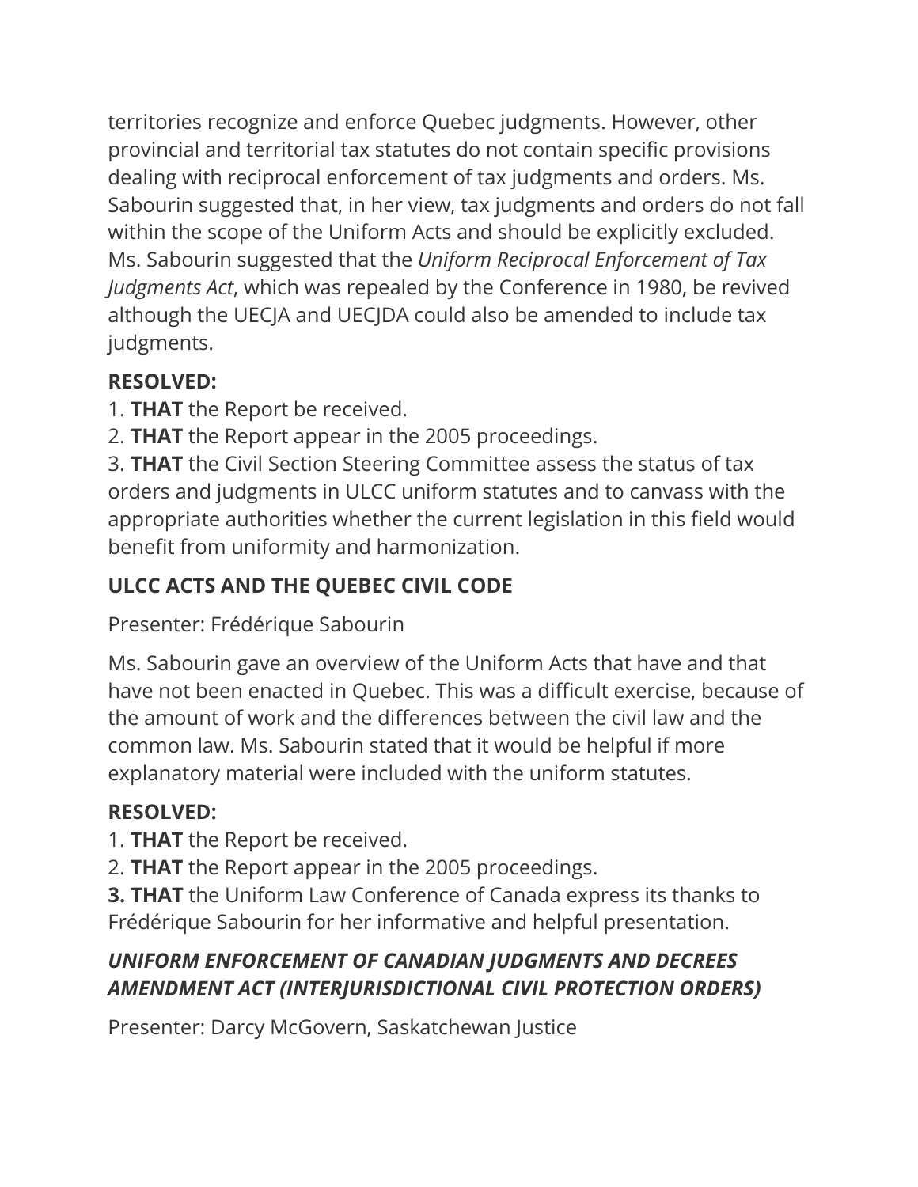territories recognize and enforce Quebec judgments. However, other provincial and territorial tax statutes do not contain specific provisions dealing with reciprocal enforcement of tax judgments and orders. Ms. Sabourin suggested that, in her view, tax judgments and orders do not fall within the scope of the Uniform Acts and should be explicitly excluded. Ms. Sabourin suggested that the *Uniform Reciprocal Enforcement of Tax Judgments Act*, which was repealed by the Conference in 1980, be revived although the UECJA and UECJDA could also be amended to include tax judgments.

**RESOLVED:**

1. **THAT** the Report be received.
2. **THAT** the Report appear in the 2005 proceedings.
3. **THAT** the Civil Section Steering Committee assess the status of tax orders and judgments in ULCC uniform statutes and to canvass with the appropriate authorities whether the current legislation in this field would benefit from uniformity and harmonization.

## ULCC ACTS AND THE QUEBEC CIVIL CODE

Presenter: Frédérique Sabourin

Ms. Sabourin gave an overview of the Uniform Acts that have and that have not been enacted in Quebec. This was a difficult exercise, because of the amount of work and the differences between the civil law and the common law. Ms. Sabourin stated that it would be helpful if more explanatory material were included with the uniform statutes.

**RESOLVED:**

1. **THAT** the Report be received.
2. **THAT** the Report appear in the 2005 proceedings.
3. **THAT** the Uniform Law Conference of Canada express its thanks to Frédérique Sabourin for her informative and helpful presentation.

## *UNIFORM ENFORCEMENT OF CANADIAN JUDGMENTS AND DECREES AMENDMENT ACT (INTERJURISDICTIONAL CIVIL PROTECTION ORDERS)*

Presenter: Darcy McGovern, Saskatchewan Justice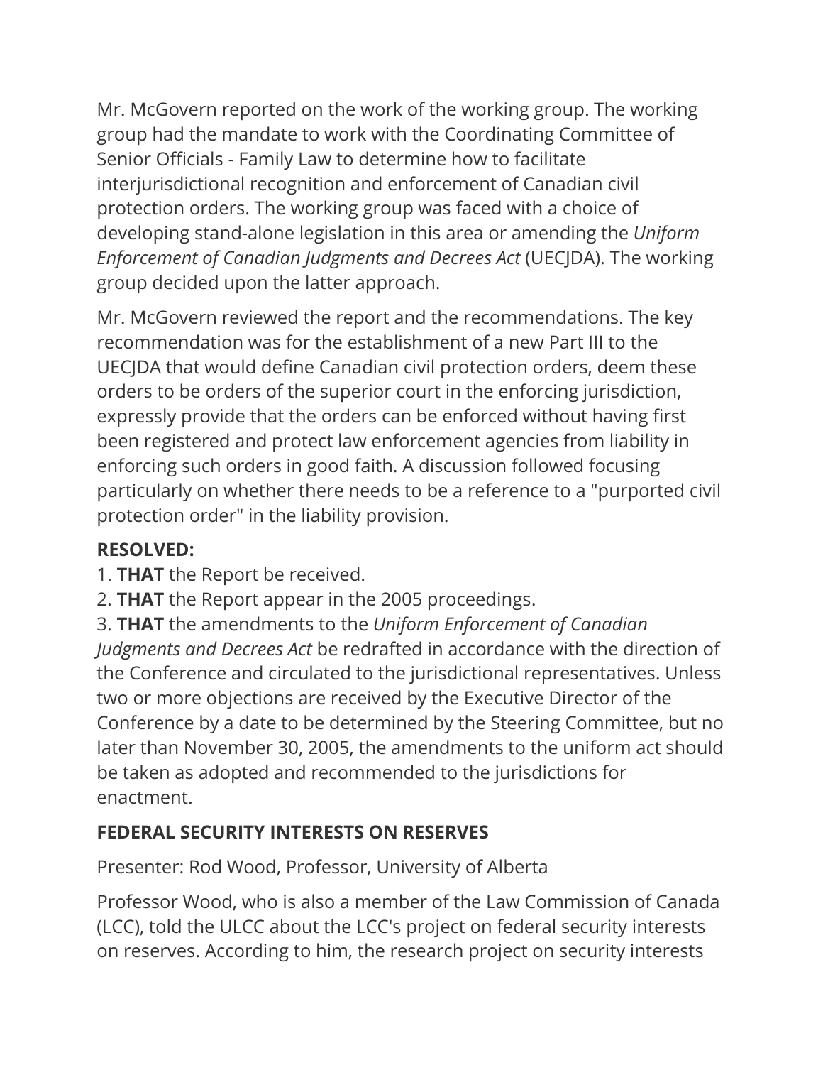Mr. McGovern reported on the work of the working group. The working group had the mandate to work with the Coordinating Committee of Senior Officials - Family Law to determine how to facilitate interjurisdictional recognition and enforcement of Canadian civil protection orders. The working group was faced with a choice of developing stand-alone legislation in this area or amending the *Uniform Enforcement of Canadian Judgments and Decrees Act* (UECJDA). The working group decided upon the latter approach.

Mr. McGovern reviewed the report and the recommendations. The key recommendation was for the establishment of a new Part III to the UECJDA that would define Canadian civil protection orders, deem these orders to be orders of the superior court in the enforcing jurisdiction, expressly provide that the orders can be enforced without having first been registered and protect law enforcement agencies from liability in enforcing such orders in good faith. A discussion followed focusing particularly on whether there needs to be a reference to a "purported civil protection order" in the liability provision.

**RESOLVED:**

1. **THAT** the Report be received.
2. **THAT** the Report appear in the 2005 proceedings.
3. **THAT** the amendments to the *Uniform Enforcement of Canadian Judgments and Decrees Act* be redrafted in accordance with the direction of the Conference and circulated to the jurisdictional representatives. Unless two or more objections are received by the Executive Director of the Conference by a date to be determined by the Steering Committee, but no later than November 30, 2005, the amendments to the uniform act should be taken as adopted and recommended to the jurisdictions for enactment.

## FEDERAL SECURITY INTERESTS ON RESERVES

Presenter: Rod Wood, Professor, University of Alberta

Professor Wood, who is also a member of the Law Commission of Canada (LCC), told the ULCC about the LCC's project on federal security interests on reserves. According to him, the research project on security interests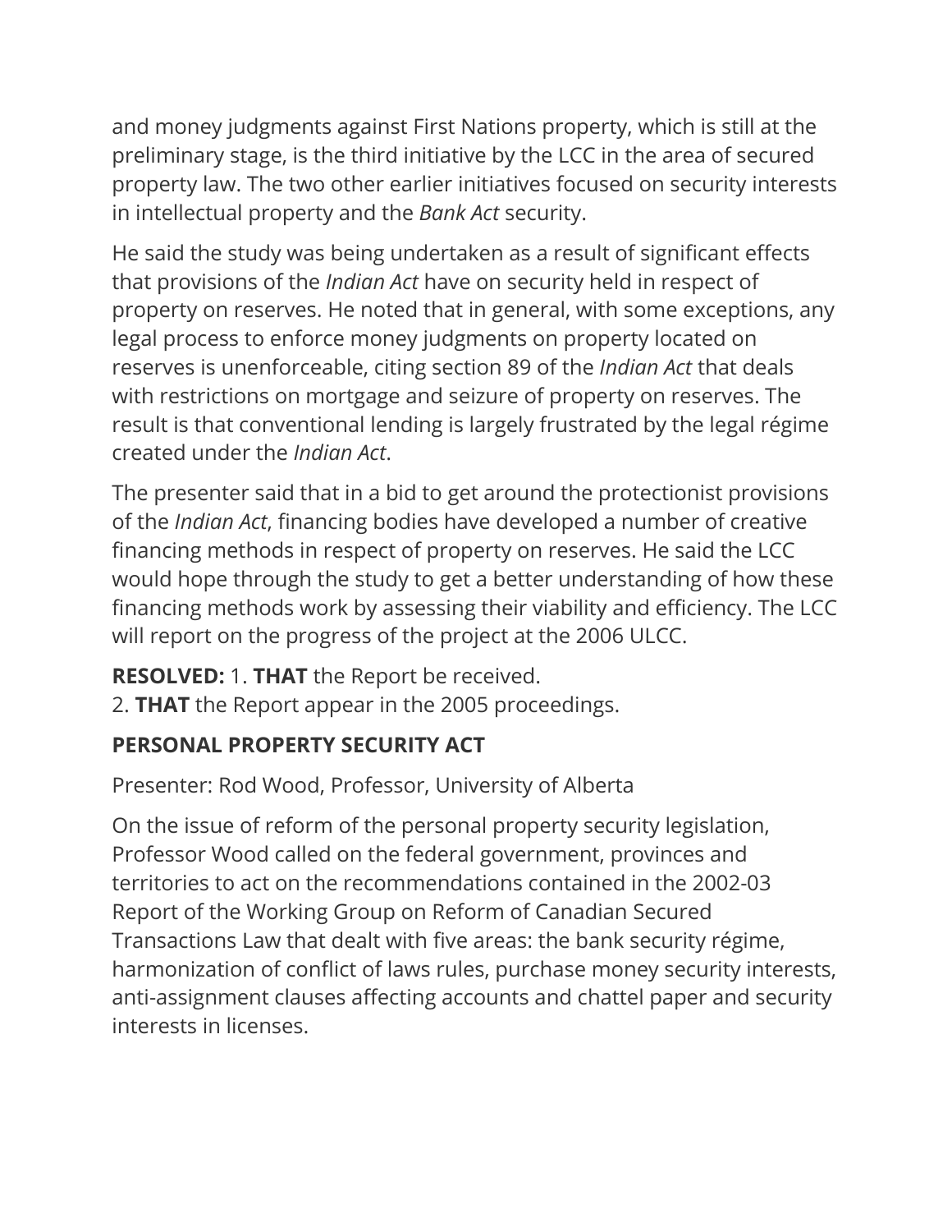and money judgments against First Nations property, which is still at the preliminary stage, is the third initiative by the LCC in the area of secured property law. The two other earlier initiatives focused on security interests in intellectual property and the *Bank Act* security.

He said the study was being undertaken as a result of significant effects that provisions of the *Indian Act* have on security held in respect of property on reserves. He noted that in general, with some exceptions, any legal process to enforce money judgments on property located on reserves is unenforceable, citing section 89 of the *Indian Act* that deals with restrictions on mortgage and seizure of property on reserves. The result is that conventional lending is largely frustrated by the legal régime created under the *Indian Act*.

The presenter said that in a bid to get around the protectionist provisions of the *Indian Act*, financing bodies have developed a number of creative financing methods in respect of property on reserves. He said the LCC would hope through the study to get a better understanding of how these financing methods work by assessing their viability and efficiency. The LCC will report on the progress of the project at the 2006 ULCC.

**RESOLVED:** 1. **THAT** the Report be received.
2. **THAT** the Report appear in the 2005 proceedings.

### PERSONAL PROPERTY SECURITY ACT

Presenter: Rod Wood, Professor, University of Alberta

On the issue of reform of the personal property security legislation, Professor Wood called on the federal government, provinces and territories to act on the recommendations contained in the 2002-03 Report of the Working Group on Reform of Canadian Secured Transactions Law that dealt with five areas: the bank security régime, harmonization of conflict of laws rules, purchase money security interests, anti-assignment clauses affecting accounts and chattel paper and security interests in licenses.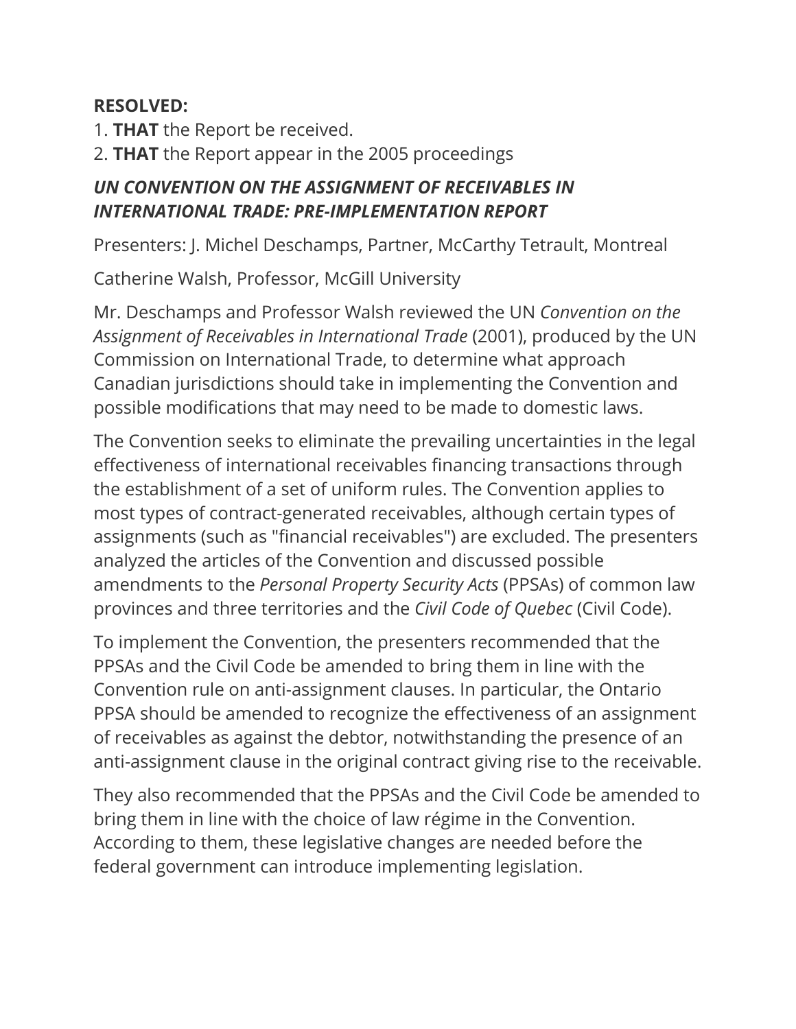**RESOLVED:**

1. **THAT** the Report be received.
2. **THAT** the Report appear in the 2005 proceedings

### ***UN CONVENTION ON THE ASSIGNMENT OF RECEIVABLES IN INTERNATIONAL TRADE: PRE-IMPLEMENTATION REPORT***

Presenters: J. Michel Deschamps, Partner, McCarthy Tetrault, Montreal

Catherine Walsh, Professor, McGill University

Mr. Deschamps and Professor Walsh reviewed the UN *Convention on the Assignment of Receivables in International Trade* (2001), produced by the UN Commission on International Trade, to determine what approach Canadian jurisdictions should take in implementing the Convention and possible modifications that may need to be made to domestic laws.

The Convention seeks to eliminate the prevailing uncertainties in the legal effectiveness of international receivables financing transactions through the establishment of a set of uniform rules. The Convention applies to most types of contract-generated receivables, although certain types of assignments (such as "financial receivables") are excluded. The presenters analyzed the articles of the Convention and discussed possible amendments to the *Personal Property Security Acts* (PPSAs) of common law provinces and three territories and the *Civil Code of Quebec* (Civil Code).

To implement the Convention, the presenters recommended that the PPSAs and the Civil Code be amended to bring them in line with the Convention rule on anti-assignment clauses. In particular, the Ontario PPSA should be amended to recognize the effectiveness of an assignment of receivables as against the debtor, notwithstanding the presence of an anti-assignment clause in the original contract giving rise to the receivable.

They also recommended that the PPSAs and the Civil Code be amended to bring them in line with the choice of law régime in the Convention. According to them, these legislative changes are needed before the federal government can introduce implementing legislation.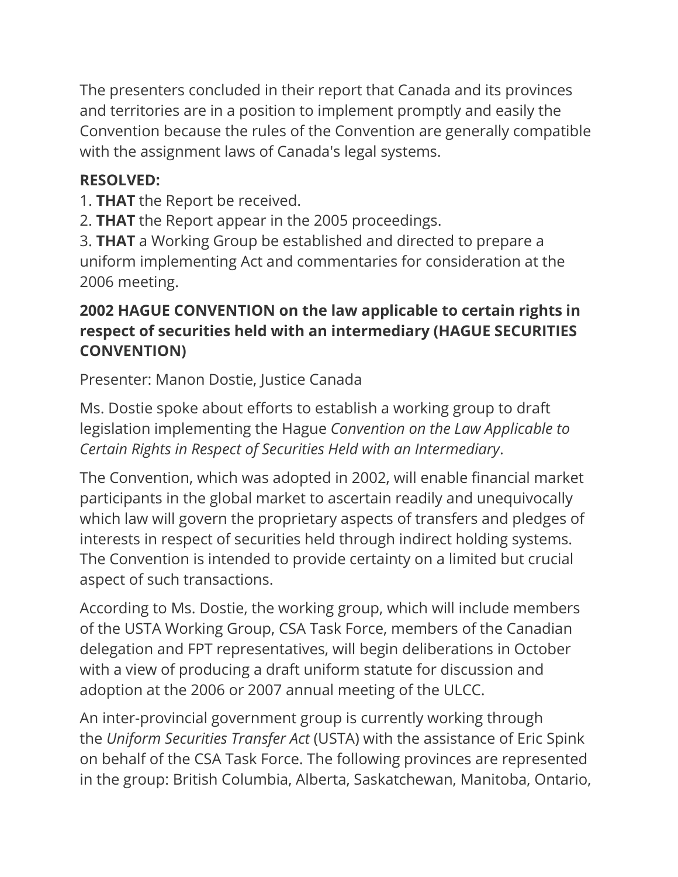The presenters concluded in their report that Canada and its provinces and territories are in a position to implement promptly and easily the Convention because the rules of the Convention are generally compatible with the assignment laws of Canada's legal systems.

**RESOLVED:**

1. **THAT** the Report be received.
2. **THAT** the Report appear in the 2005 proceedings.
3. **THAT** a Working Group be established and directed to prepare a uniform implementing Act and commentaries for consideration at the 2006 meeting.

**2002 HAGUE CONVENTION on the law applicable to certain rights in respect of securities held with an intermediary (HAGUE SECURITIES CONVENTION)**

Presenter: Manon Dostie, Justice Canada

Ms. Dostie spoke about efforts to establish a working group to draft legislation implementing the Hague *Convention on the Law Applicable to Certain Rights in Respect of Securities Held with an Intermediary*.

The Convention, which was adopted in 2002, will enable financial market participants in the global market to ascertain readily and unequivocally which law will govern the proprietary aspects of transfers and pledges of interests in respect of securities held through indirect holding systems. The Convention is intended to provide certainty on a limited but crucial aspect of such transactions.

According to Ms. Dostie, the working group, which will include members of the USTA Working Group, CSA Task Force, members of the Canadian delegation and FPT representatives, will begin deliberations in October with a view of producing a draft uniform statute for discussion and adoption at the 2006 or 2007 annual meeting of the ULCC.

An inter-provincial government group is currently working through the *Uniform Securities Transfer Act* (USTA) with the assistance of Eric Spink on behalf of the CSA Task Force. The following provinces are represented in the group: British Columbia, Alberta, Saskatchewan, Manitoba, Ontario,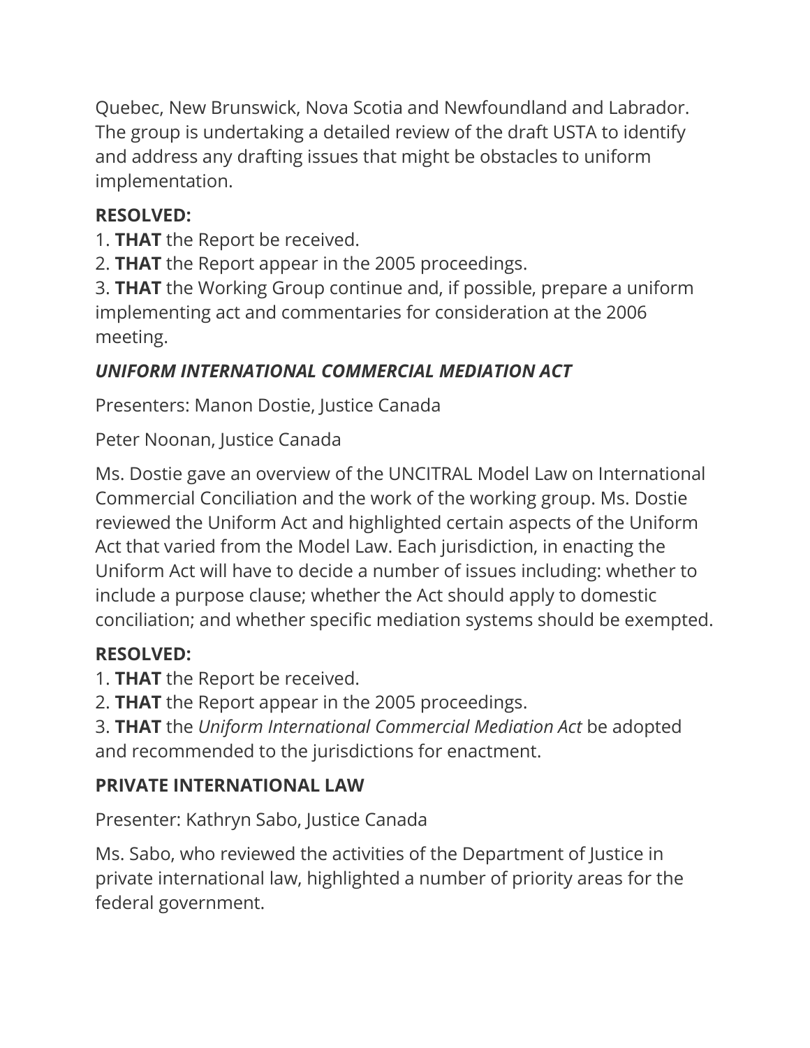Quebec, New Brunswick, Nova Scotia and Newfoundland and Labrador. The group is undertaking a detailed review of the draft USTA to identify and address any drafting issues that might be obstacles to uniform implementation.

**RESOLVED:**

1. **THAT** the Report be received.
2. **THAT** the Report appear in the 2005 proceedings.
3. **THAT** the Working Group continue and, if possible, prepare a uniform implementing act and commentaries for consideration at the 2006 meeting.

### *UNIFORM INTERNATIONAL COMMERCIAL MEDIATION ACT*

Presenters: Manon Dostie, Justice Canada

Peter Noonan, Justice Canada

Ms. Dostie gave an overview of the UNCITRAL Model Law on International Commercial Conciliation and the work of the working group. Ms. Dostie reviewed the Uniform Act and highlighted certain aspects of the Uniform Act that varied from the Model Law. Each jurisdiction, in enacting the Uniform Act will have to decide a number of issues including: whether to include a purpose clause; whether the Act should apply to domestic conciliation; and whether specific mediation systems should be exempted.

**RESOLVED:**

1. **THAT** the Report be received.
2. **THAT** the Report appear in the 2005 proceedings.
3. **THAT** the *Uniform International Commercial Mediation Act* be adopted and recommended to the jurisdictions for enactment.

### PRIVATE INTERNATIONAL LAW

Presenter: Kathryn Sabo, Justice Canada

Ms. Sabo, who reviewed the activities of the Department of Justice in private international law, highlighted a number of priority areas for the federal government.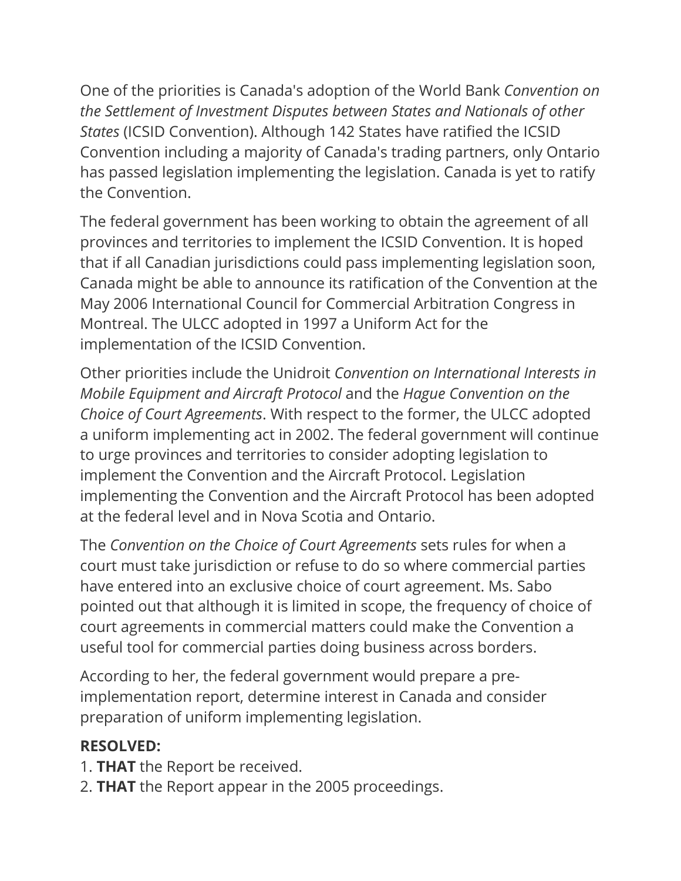One of the priorities is Canada's adoption of the World Bank *Convention on the Settlement of Investment Disputes between States and Nationals of other States* (ICSID Convention). Although 142 States have ratified the ICSID Convention including a majority of Canada's trading partners, only Ontario has passed legislation implementing the legislation. Canada is yet to ratify the Convention.

The federal government has been working to obtain the agreement of all provinces and territories to implement the ICSID Convention. It is hoped that if all Canadian jurisdictions could pass implementing legislation soon, Canada might be able to announce its ratification of the Convention at the May 2006 International Council for Commercial Arbitration Congress in Montreal. The ULCC adopted in 1997 a Uniform Act for the implementation of the ICSID Convention.

Other priorities include the Unidroit *Convention on International Interests in Mobile Equipment and Aircraft Protocol* and the *Hague Convention on the Choice of Court Agreements*. With respect to the former, the ULCC adopted a uniform implementing act in 2002. The federal government will continue to urge provinces and territories to consider adopting legislation to implement the Convention and the Aircraft Protocol. Legislation implementing the Convention and the Aircraft Protocol has been adopted at the federal level and in Nova Scotia and Ontario.

The *Convention on the Choice of Court Agreements* sets rules for when a court must take jurisdiction or refuse to do so where commercial parties have entered into an exclusive choice of court agreement. Ms. Sabo pointed out that although it is limited in scope, the frequency of choice of court agreements in commercial matters could make the Convention a useful tool for commercial parties doing business across borders.

According to her, the federal government would prepare a pre-implementation report, determine interest in Canada and consider preparation of uniform implementing legislation.

**RESOLVED:**

1. **THAT** the Report be received.
2. **THAT** the Report appear in the 2005 proceedings.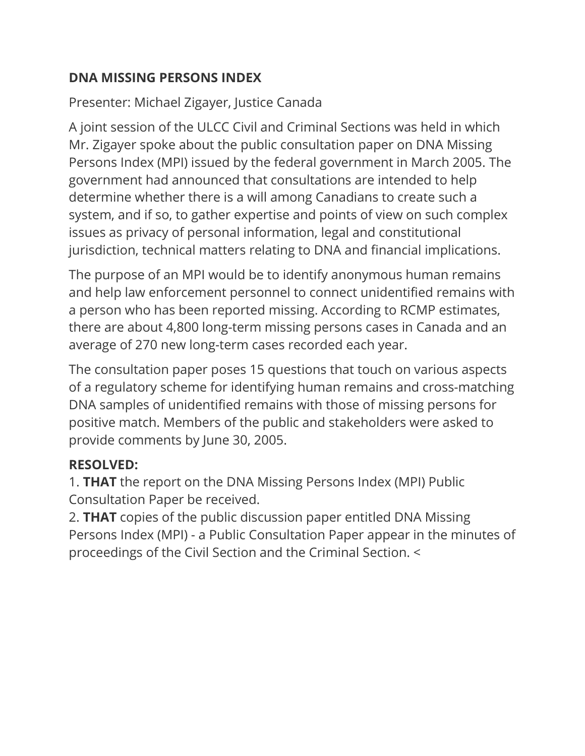**DNA MISSING PERSONS INDEX**

Presenter: Michael Zigayer, Justice Canada

A joint session of the ULCC Civil and Criminal Sections was held in which Mr. Zigayer spoke about the public consultation paper on DNA Missing Persons Index (MPI) issued by the federal government in March 2005. The government had announced that consultations are intended to help determine whether there is a will among Canadians to create such a system, and if so, to gather expertise and points of view on such complex issues as privacy of personal information, legal and constitutional jurisdiction, technical matters relating to DNA and financial implications.

The purpose of an MPI would be to identify anonymous human remains and help law enforcement personnel to connect unidentified remains with a person who has been reported missing. According to RCMP estimates, there are about 4,800 long-term missing persons cases in Canada and an average of 270 new long-term cases recorded each year.

The consultation paper poses 15 questions that touch on various aspects of a regulatory scheme for identifying human remains and cross-matching DNA samples of unidentified remains with those of missing persons for positive match. Members of the public and stakeholders were asked to provide comments by June 30, 2005.

**RESOLVED:**
1. **THAT** the report on the DNA Missing Persons Index (MPI) Public Consultation Paper be received.
2. **THAT** copies of the public discussion paper entitled DNA Missing Persons Index (MPI) - a Public Consultation Paper appear in the minutes of proceedings of the Civil Section and the Criminal Section. <